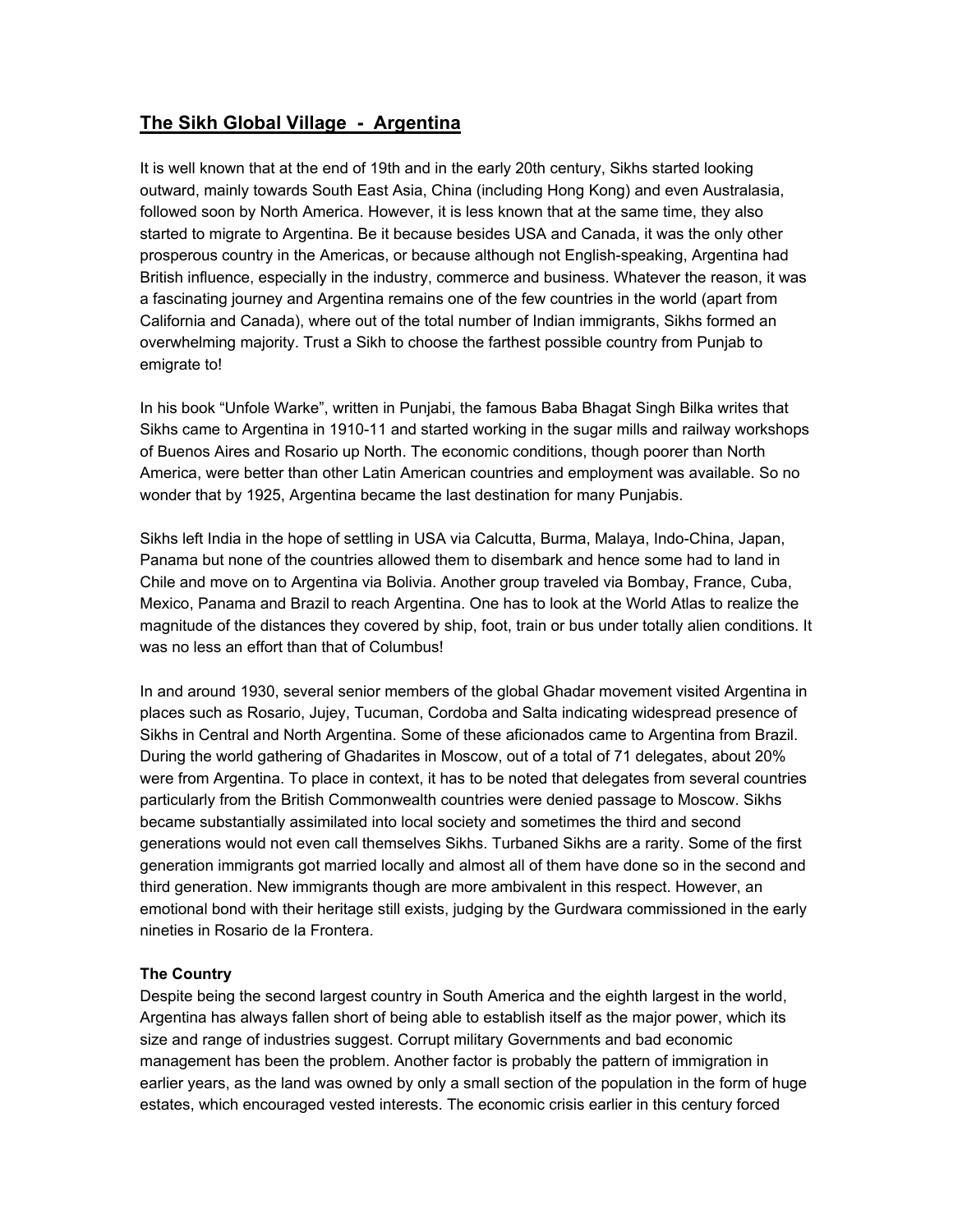# The Sikh Global Village - Argentina

It is well known that at the end of 19th and in the early 20th century, Sikhs started looking outward, mainly towards South East Asia, China (including Hong Kong) and even Australasia, followed soon by North America. However, it is less known that at the same time, they also started to migrate to Argentina. Be it because besides USA and Canada, it was the only other prosperous country in the Americas, or because although not English-speaking, Argentina had British influence, especially in the industry, commerce and business. Whatever the reason, it was a fascinating journey and Argentina remains one of the few countries in the world (apart from California and Canada), where out of the total number of Indian immigrants, Sikhs formed an overwhelming majority. Trust a Sikh to choose the farthest possible country from Punjab to emigrate to!

In his book "Unfole Warke", written in Punjabi, the famous Baba Bhagat Singh Bilka writes that Sikhs came to Argentina in 1910-11 and started working in the sugar mills and railway workshops of Buenos Aires and Rosario up North. The economic conditions, though poorer than North America, were better than other Latin American countries and employment was available. So no wonder that by 1925, Argentina became the last destination for many Punjabis.

Sikhs left India in the hope of settling in USA via Calcutta, Burma, Malaya, Indo-China, Japan, Panama but none of the countries allowed them to disembark and hence some had to land in Chile and move on to Argentina via Bolivia. Another group traveled via Bombay, France, Cuba, Mexico, Panama and Brazil to reach Argentina. One has to look at the World Atlas to realize the magnitude of the distances they covered by ship, foot, train or bus under totally alien conditions. It was no less an effort than that of Columbus!

In and around 1930, several senior members of the global Ghadar movement visited Argentina in places such as Rosario, Jujey, Tucuman, Cordoba and Salta indicating widespread presence of Sikhs in Central and North Argentina. Some of these aficionados came to Argentina from Brazil. During the world gathering of Ghadarites in Moscow, out of a total of 71 delegates, about 20% were from Argentina. To place in context, it has to be noted that delegates from several countries particularly from the British Commonwealth countries were denied passage to Moscow. Sikhs became substantially assimilated into local society and sometimes the third and second generations would not even call themselves Sikhs. Turbaned Sikhs are a rarity. Some of the first generation immigrants got married locally and almost all of them have done so in the second and third generation. New immigrants though are more ambivalent in this respect. However, an emotional bond with their heritage still exists, judging by the Gurdwara commissioned in the early nineties in Rosario de la Frontera.

### The Country

Despite being the second largest country in South America and the eighth largest in the world, Argentina has always fallen short of being able to establish itself as the major power, which its size and range of industries suggest. Corrupt military Governments and bad economic management has been the problem. Another factor is probably the pattern of immigration in earlier years, as the land was owned by only a small section of the population in the form of huge estates, which encouraged vested interests. The economic crisis earlier in this century forced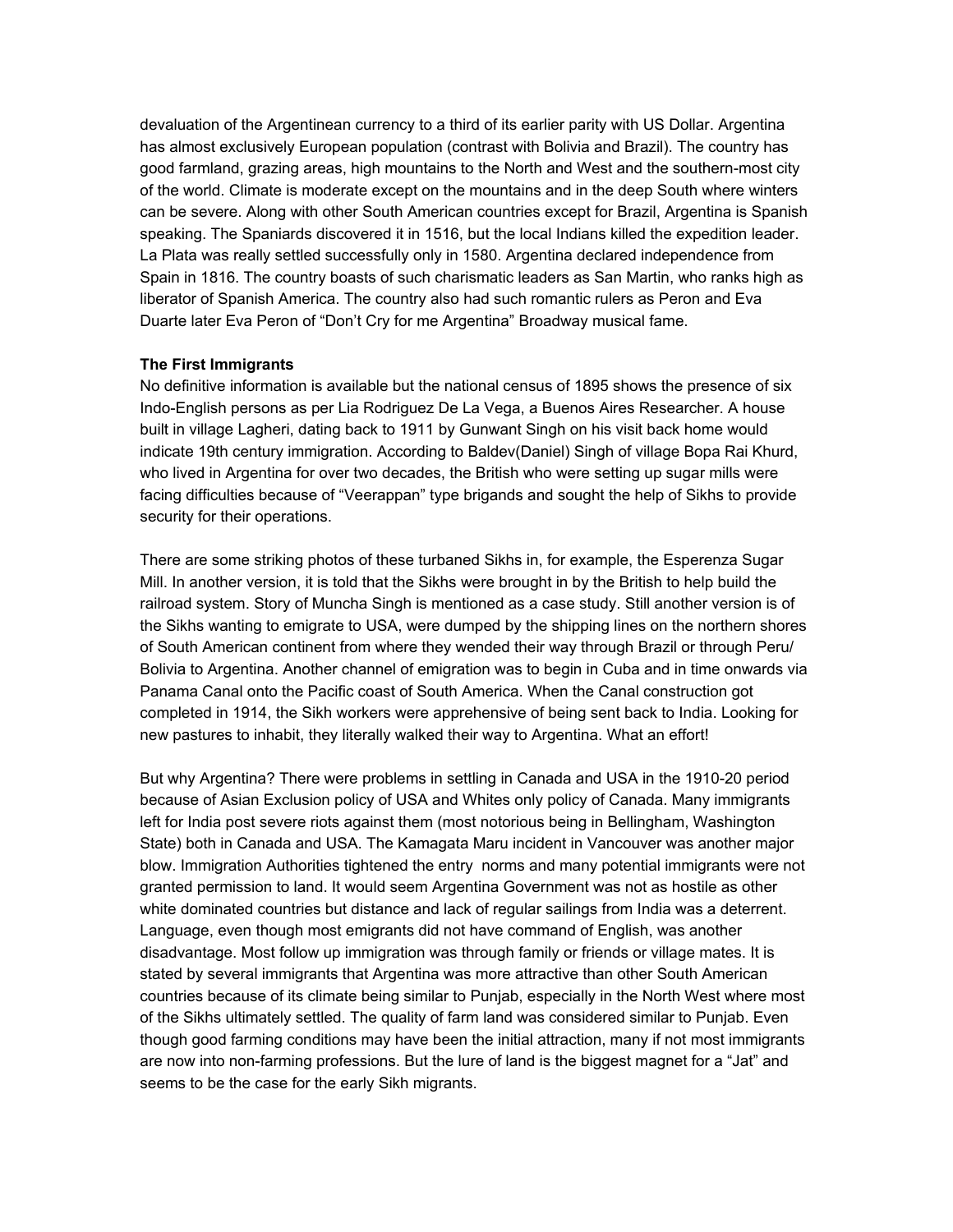devaluation of the Argentinean currency to a third of its earlier parity with US Dollar. Argentina has almost exclusively European population (contrast with Bolivia and Brazil). The country has good farmland, grazing areas, high mountains to the North and West and the southern-most city of the world. Climate is moderate except on the mountains and in the deep South where winters can be severe. Along with other South American countries except for Brazil, Argentina is Spanish speaking. The Spaniards discovered it in 1516, but the local Indians killed the expedition leader. La Plata was really settled successfully only in 1580. Argentina declared independence from Spain in 1816. The country boasts of such charismatic leaders as San Martin, who ranks high as liberator of Spanish America. The country also had such romantic rulers as Peron and Eva Duarte later Eva Peron of "Don't Cry for me Argentina" Broadway musical fame.

**The First Immigrants**

No definitive information is available but the national census of 1895 shows the presence of six Indo-English persons as per Lia Rodriguez De La Vega, a Buenos Aires Researcher. A house built in village Lagheri, dating back to 1911 by Gunwant Singh on his visit back home would indicate 19th century immigration. According to Baldev(Daniel) Singh of village Bopa Rai Khurd, who lived in Argentina for over two decades, the British who were setting up sugar mills were facing difficulties because of "Veerappan" type brigands and sought the help of Sikhs to provide security for their operations.

There are some striking photos of these turbaned Sikhs in, for example, the Esperenza Sugar Mill. In another version, it is told that the Sikhs were brought in by the British to help build the railroad system. Story of Muncha Singh is mentioned as a case study. Still another version is of the Sikhs wanting to emigrate to USA, were dumped by the shipping lines on the northern shores of South American continent from where they wended their way through Brazil or through Peru/ Bolivia to Argentina. Another channel of emigration was to begin in Cuba and in time onwards via Panama Canal onto the Pacific coast of South America. When the Canal construction got completed in 1914, the Sikh workers were apprehensive of being sent back to India. Looking for new pastures to inhabit, they literally walked their way to Argentina. What an effort!

But why Argentina? There were problems in settling in Canada and USA in the 1910-20 period because of Asian Exclusion policy of USA and Whites only policy of Canada. Many immigrants left for India post severe riots against them (most notorious being in Bellingham, Washington State) both in Canada and USA. The Kamagata Maru incident in Vancouver was another major blow. Immigration Authorities tightened the entry norms and many potential immigrants were not granted permission to land. It would seem Argentina Government was not as hostile as other white dominated countries but distance and lack of regular sailings from India was a deterrent. Language, even though most emigrants did not have command of English, was another disadvantage. Most follow up immigration was through family or friends or village mates. It is stated by several immigrants that Argentina was more attractive than other South American countries because of its climate being similar to Punjab, especially in the North West where most of the Sikhs ultimately settled. The quality of farm land was considered similar to Punjab. Even though good farming conditions may have been the initial attraction, many if not most immigrants are now into non-farming professions. But the lure of land is the biggest magnet for a "Jat" and seems to be the case for the early Sikh migrants.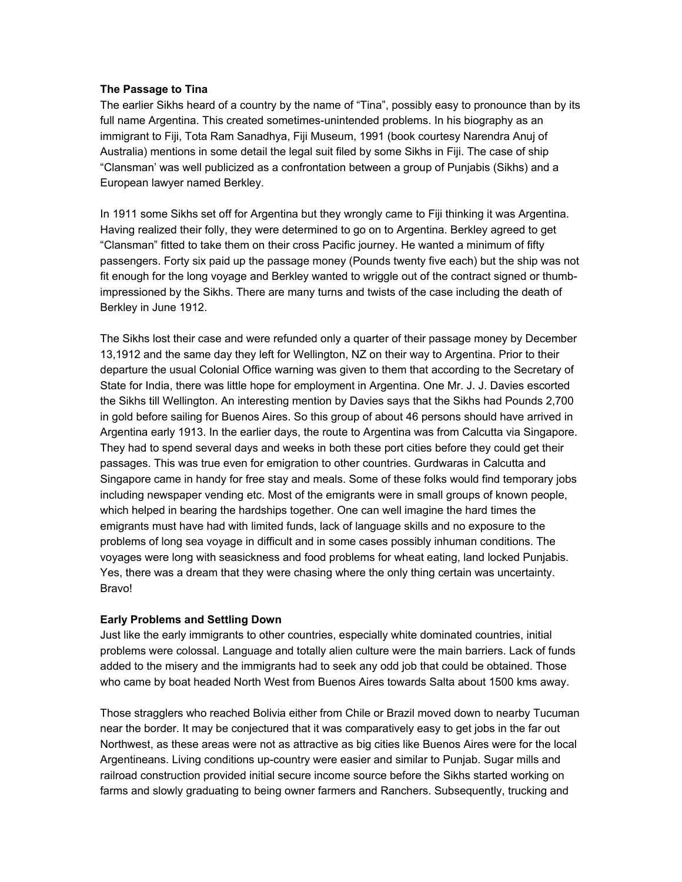**The Passage to Tina**

The earlier Sikhs heard of a country by the name of "Tina", possibly easy to pronounce than by its full name Argentina. This created sometimes-unintended problems. In his biography as an immigrant to Fiji, Tota Ram Sanadhya, Fiji Museum, 1991 (book courtesy Narendra Anuj of Australia) mentions in some detail the legal suit filed by some Sikhs in Fiji. The case of ship "Clansman' was well publicized as a confrontation between a group of Punjabis (Sikhs) and a European lawyer named Berkley.

In 1911 some Sikhs set off for Argentina but they wrongly came to Fiji thinking it was Argentina. Having realized their folly, they were determined to go on to Argentina. Berkley agreed to get "Clansman" fitted to take them on their cross Pacific journey. He wanted a minimum of fifty passengers. Forty six paid up the passage money (Pounds twenty five each) but the ship was not fit enough for the long voyage and Berkley wanted to wriggle out of the contract signed or thumb-impressioned by the Sikhs. There are many turns and twists of the case including the death of Berkley in June 1912.

The Sikhs lost their case and were refunded only a quarter of their passage money by December 13,1912 and the same day they left for Wellington, NZ on their way to Argentina. Prior to their departure the usual Colonial Office warning was given to them that according to the Secretary of State for India, there was little hope for employment in Argentina. One Mr. J. J. Davies escorted the Sikhs till Wellington. An interesting mention by Davies says that the Sikhs had Pounds 2,700 in gold before sailing for Buenos Aires. So this group of about 46 persons should have arrived in Argentina early 1913. In the earlier days, the route to Argentina was from Calcutta via Singapore. They had to spend several days and weeks in both these port cities before they could get their passages. This was true even for emigration to other countries. Gurdwaras in Calcutta and Singapore came in handy for free stay and meals. Some of these folks would find temporary jobs including newspaper vending etc. Most of the emigrants were in small groups of known people, which helped in bearing the hardships together. One can well imagine the hard times the emigrants must have had with limited funds, lack of language skills and no exposure to the problems of long sea voyage in difficult and in some cases possibly inhuman conditions. The voyages were long with seasickness and food problems for wheat eating, land locked Punjabis. Yes, there was a dream that they were chasing where the only thing certain was uncertainty. Bravo!

**Early Problems and Settling Down**

Just like the early immigrants to other countries, especially white dominated countries, initial problems were colossal. Language and totally alien culture were the main barriers. Lack of funds added to the misery and the immigrants had to seek any odd job that could be obtained. Those who came by boat headed North West from Buenos Aires towards Salta about 1500 kms away.

Those stragglers who reached Bolivia either from Chile or Brazil moved down to nearby Tucuman near the border. It may be conjectured that it was comparatively easy to get jobs in the far out Northwest, as these areas were not as attractive as big cities like Buenos Aires were for the local Argentineans. Living conditions up-country were easier and similar to Punjab. Sugar mills and railroad construction provided initial secure income source before the Sikhs started working on farms and slowly graduating to being owner farmers and Ranchers. Subsequently, trucking and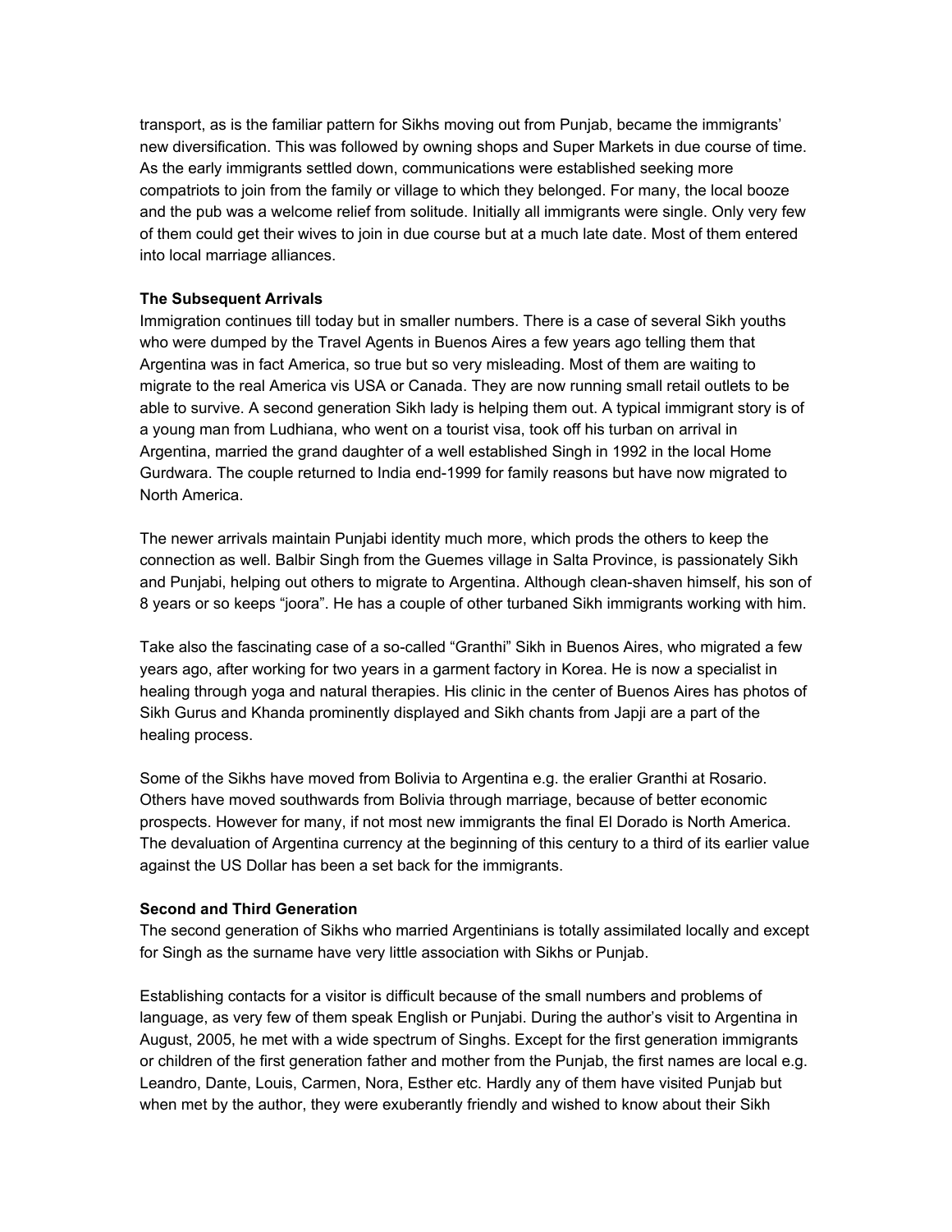transport, as is the familiar pattern for Sikhs moving out from Punjab, became the immigrants' new diversification. This was followed by owning shops and Super Markets in due course of time. As the early immigrants settled down, communications were established seeking more compatriots to join from the family or village to which they belonged. For many, the local booze and the pub was a welcome relief from solitude. Initially all immigrants were single. Only very few of them could get their wives to join in due course but at a much late date. Most of them entered into local marriage alliances.

**The Subsequent Arrivals**

Immigration continues till today but in smaller numbers. There is a case of several Sikh youths who were dumped by the Travel Agents in Buenos Aires a few years ago telling them that Argentina was in fact America, so true but so very misleading. Most of them are waiting to migrate to the real America vis USA or Canada. They are now running small retail outlets to be able to survive. A second generation Sikh lady is helping them out. A typical immigrant story is of a young man from Ludhiana, who went on a tourist visa, took off his turban on arrival in Argentina, married the grand daughter of a well established Singh in 1992 in the local Home Gurdwara. The couple returned to India end-1999 for family reasons but have now migrated to North America.

The newer arrivals maintain Punjabi identity much more, which prods the others to keep the connection as well. Balbir Singh from the Guemes village in Salta Province, is passionately Sikh and Punjabi, helping out others to migrate to Argentina. Although clean-shaven himself, his son of 8 years or so keeps "joora". He has a couple of other turbaned Sikh immigrants working with him.

Take also the fascinating case of a so-called "Granthi" Sikh in Buenos Aires, who migrated a few years ago, after working for two years in a garment factory in Korea. He is now a specialist in healing through yoga and natural therapies. His clinic in the center of Buenos Aires has photos of Sikh Gurus and Khanda prominently displayed and Sikh chants from Japji are a part of the healing process.

Some of the Sikhs have moved from Bolivia to Argentina e.g. the eralier Granthi at Rosario. Others have moved southwards from Bolivia through marriage, because of better economic prospects. However for many, if not most new immigrants the final El Dorado is North America. The devaluation of Argentina currency at the beginning of this century to a third of its earlier value against the US Dollar has been a set back for the immigrants.

**Second and Third Generation**

The second generation of Sikhs who married Argentinians is totally assimilated locally and except for Singh as the surname have very little association with Sikhs or Punjab.

Establishing contacts for a visitor is difficult because of the small numbers and problems of language, as very few of them speak English or Punjabi. During the author's visit to Argentina in August, 2005, he met with a wide spectrum of Singhs. Except for the first generation immigrants or children of the first generation father and mother from the Punjab, the first names are local e.g. Leandro, Dante, Louis, Carmen, Nora, Esther etc. Hardly any of them have visited Punjab but when met by the author, they were exuberantly friendly and wished to know about their Sikh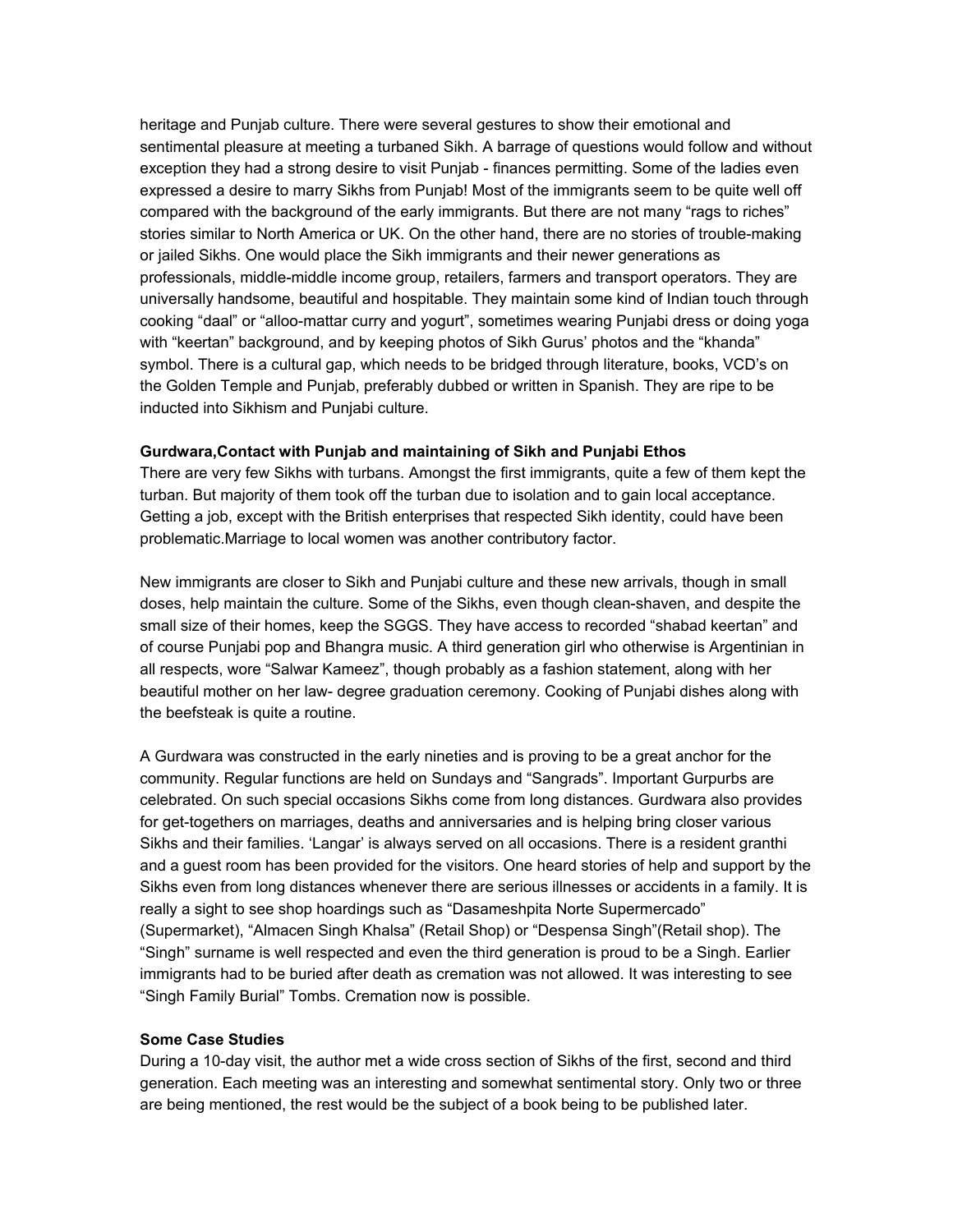heritage and Punjab culture. There were several gestures to show their emotional and sentimental pleasure at meeting a turbaned Sikh. A barrage of questions would follow and without exception they had a strong desire to visit Punjab - finances permitting. Some of the ladies even expressed a desire to marry Sikhs from Punjab! Most of the immigrants seem to be quite well off compared with the background of the early immigrants. But there are not many "rags to riches" stories similar to North America or UK. On the other hand, there are no stories of trouble-making or jailed Sikhs. One would place the Sikh immigrants and their newer generations as professionals, middle-middle income group, retailers, farmers and transport operators. They are universally handsome, beautiful and hospitable. They maintain some kind of Indian touch through cooking "daal" or "alloo-mattar curry and yogurt", sometimes wearing Punjabi dress or doing yoga with "keertan" background, and by keeping photos of Sikh Gurus' photos and the "khanda" symbol. There is a cultural gap, which needs to be bridged through literature, books, VCD's on the Golden Temple and Punjab, preferably dubbed or written in Spanish. They are ripe to be inducted into Sikhism and Punjabi culture.

**Gurdwara,Contact with Punjab and maintaining of Sikh and Punjabi Ethos**

There are very few Sikhs with turbans. Amongst the first immigrants, quite a few of them kept the turban. But majority of them took off the turban due to isolation and to gain local acceptance. Getting a job, except with the British enterprises that respected Sikh identity, could have been problematic.Marriage to local women was another contributory factor.

New immigrants are closer to Sikh and Punjabi culture and these new arrivals, though in small doses, help maintain the culture. Some of the Sikhs, even though clean-shaven, and despite the small size of their homes, keep the SGGS. They have access to recorded "shabad keertan" and of course Punjabi pop and Bhangra music. A third generation girl who otherwise is Argentinian in all respects, wore "Salwar Kameez", though probably as a fashion statement, along with her beautiful mother on her law- degree graduation ceremony. Cooking of Punjabi dishes along with the beefsteak is quite a routine.

A Gurdwara was constructed in the early nineties and is proving to be a great anchor for the community. Regular functions are held on Sundays and "Sangrads". Important Gurpurbs are celebrated. On such special occasions Sikhs come from long distances. Gurdwara also provides for get-togethers on marriages, deaths and anniversaries and is helping bring closer various Sikhs and their families. 'Langar' is always served on all occasions. There is a resident granthi and a guest room has been provided for the visitors. One heard stories of help and support by the Sikhs even from long distances whenever there are serious illnesses or accidents in a family. It is really a sight to see shop hoardings such as "Dasameshpita Norte Supermercado" (Supermarket), "Almacen Singh Khalsa" (Retail Shop) or "Despensa Singh"(Retail shop). The "Singh" surname is well respected and even the third generation is proud to be a Singh. Earlier immigrants had to be buried after death as cremation was not allowed. It was interesting to see "Singh Family Burial" Tombs. Cremation now is possible.

**Some Case Studies**

During a 10-day visit, the author met a wide cross section of Sikhs of the first, second and third generation. Each meeting was an interesting and somewhat sentimental story. Only two or three are being mentioned, the rest would be the subject of a book being to be published later.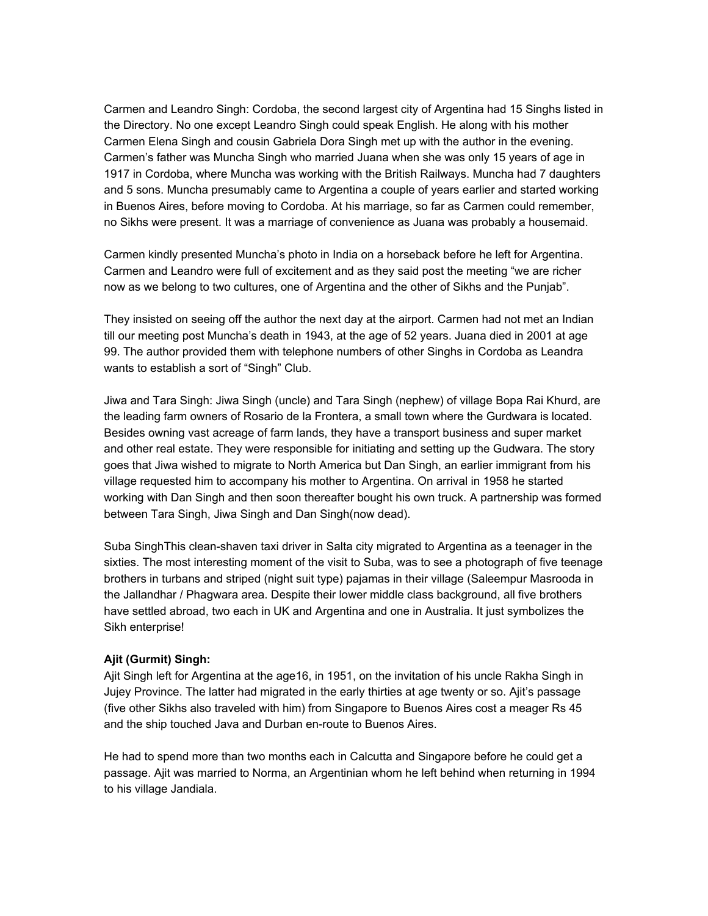Carmen and Leandro Singh: Cordoba, the second largest city of Argentina had 15 Singhs listed in the Directory. No one except Leandro Singh could speak English. He along with his mother Carmen Elena Singh and cousin Gabriela Dora Singh met up with the author in the evening. Carmen's father was Muncha Singh who married Juana when she was only 15 years of age in 1917 in Cordoba, where Muncha was working with the British Railways. Muncha had 7 daughters and 5 sons. Muncha presumably came to Argentina a couple of years earlier and started working in Buenos Aires, before moving to Cordoba. At his marriage, so far as Carmen could remember, no Sikhs were present. It was a marriage of convenience as Juana was probably a housemaid.

Carmen kindly presented Muncha's photo in India on a horseback before he left for Argentina. Carmen and Leandro were full of excitement and as they said post the meeting "we are richer now as we belong to two cultures, one of Argentina and the other of Sikhs and the Punjab".

They insisted on seeing off the author the next day at the airport. Carmen had not met an Indian till our meeting post Muncha's death in 1943, at the age of 52 years. Juana died in 2001 at age 99. The author provided them with telephone numbers of other Singhs in Cordoba as Leandra wants to establish a sort of "Singh" Club.

Jiwa and Tara Singh: Jiwa Singh (uncle) and Tara Singh (nephew) of village Bopa Rai Khurd, are the leading farm owners of Rosario de la Frontera, a small town where the Gurdwara is located. Besides owning vast acreage of farm lands, they have a transport business and super market and other real estate. They were responsible for initiating and setting up the Gudwara. The story goes that Jiwa wished to migrate to North America but Dan Singh, an earlier immigrant from his village requested him to accompany his mother to Argentina. On arrival in 1958 he started working with Dan Singh and then soon thereafter bought his own truck. A partnership was formed between Tara Singh, Jiwa Singh and Dan Singh(now dead).

Suba SinghThis clean-shaven taxi driver in Salta city migrated to Argentina as a teenager in the sixties. The most interesting moment of the visit to Suba, was to see a photograph of five teenage brothers in turbans and striped (night suit type) pajamas in their village (Saleempur Masrooda in the Jallandhar / Phagwara area. Despite their lower middle class background, all five brothers have settled abroad, two each in UK and Argentina and one in Australia. It just symbolizes the Sikh enterprise!

**Ajit (Gurmit) Singh:**

Ajit Singh left for Argentina at the age16, in 1951, on the invitation of his uncle Rakha Singh in Jujey Province. The latter had migrated in the early thirties at age twenty or so. Ajit's passage (five other Sikhs also traveled with him) from Singapore to Buenos Aires cost a meager Rs 45 and the ship touched Java and Durban en-route to Buenos Aires.

He had to spend more than two months each in Calcutta and Singapore before he could get a passage. Ajit was married to Norma, an Argentinian whom he left behind when returning in 1994 to his village Jandiala.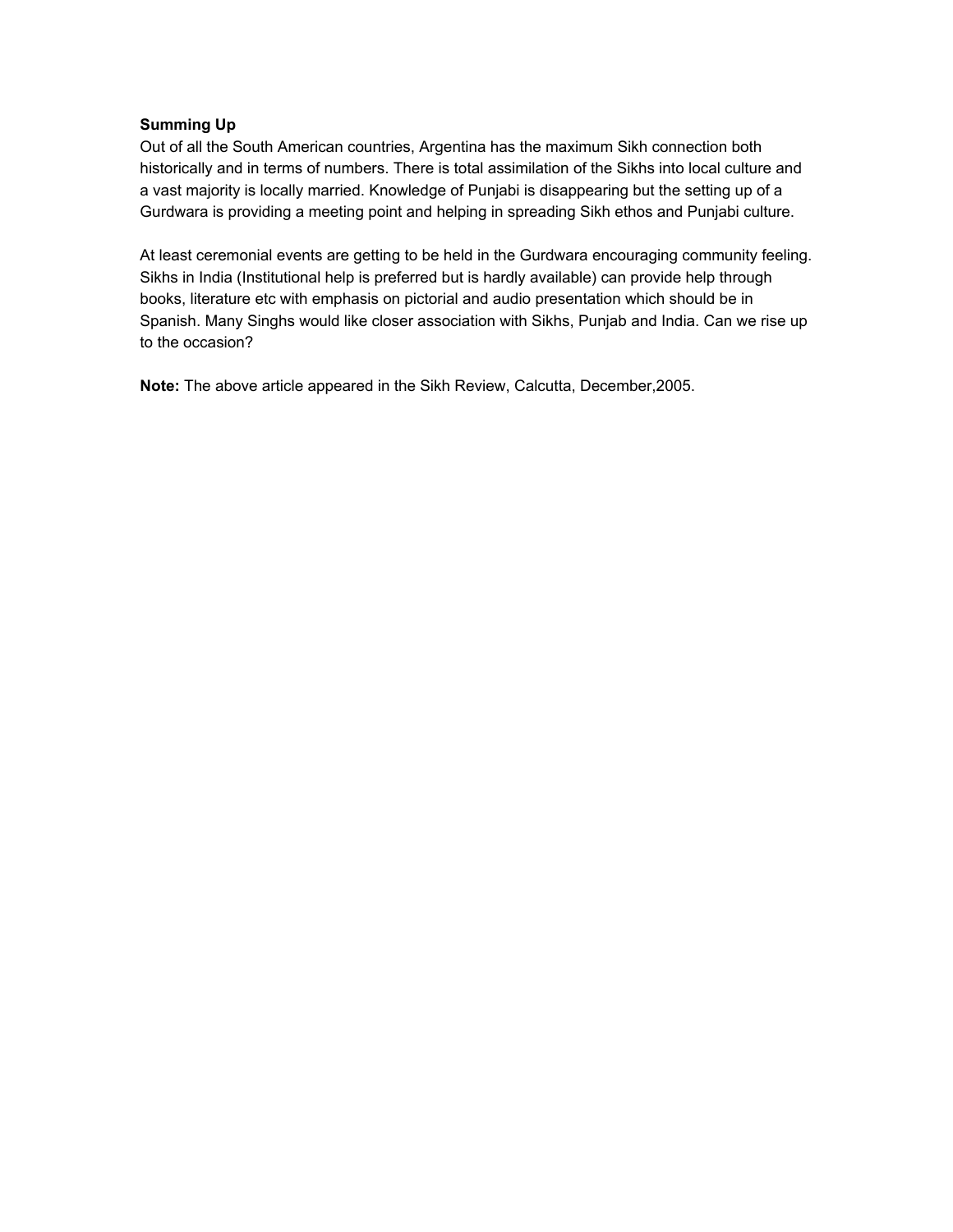**Summing Up**

Out of all the South American countries, Argentina has the maximum Sikh connection both historically and in terms of numbers. There is total assimilation of the Sikhs into local culture and a vast majority is locally married. Knowledge of Punjabi is disappearing but the setting up of a Gurdwara is providing a meeting point and helping in spreading Sikh ethos and Punjabi culture.

At least ceremonial events are getting to be held in the Gurdwara encouraging community feeling. Sikhs in India (Institutional help is preferred but is hardly available) can provide help through books, literature etc with emphasis on pictorial and audio presentation which should be in Spanish. Many Singhs would like closer association with Sikhs, Punjab and India. Can we rise up to the occasion?

**Note:** The above article appeared in the Sikh Review, Calcutta, December,2005.